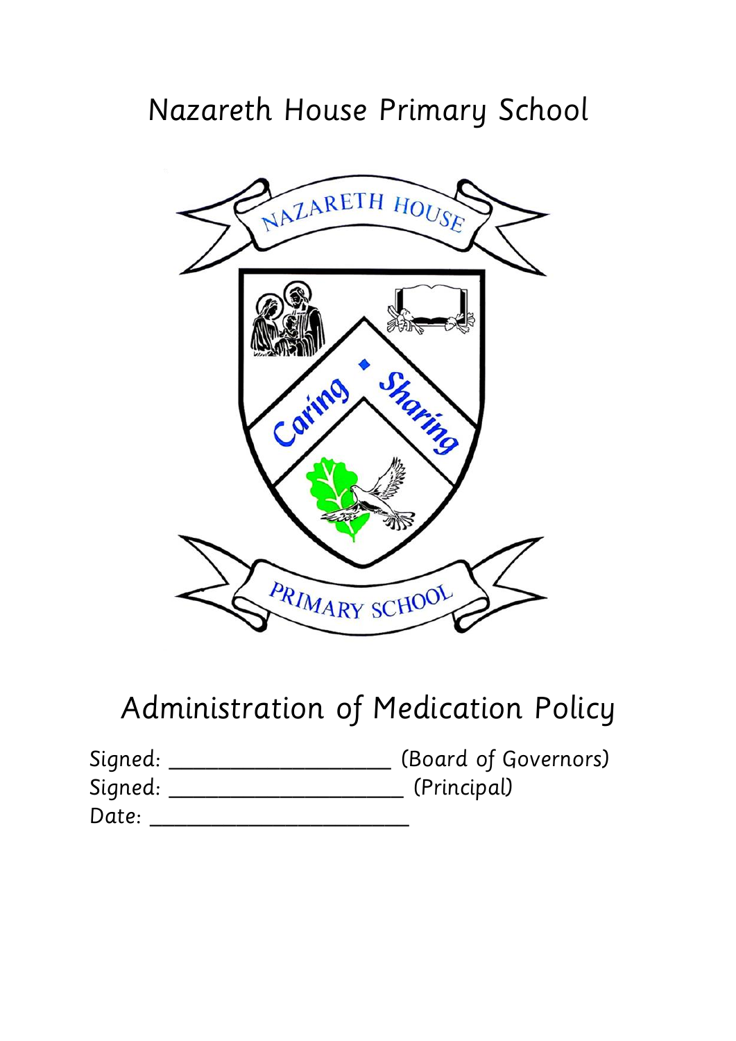# Nazareth House Primary School

# Administration of Medication Policy

Signed: ____________________ (Board of Governors)

Signed: _____________________ (Principal)

Date: _______________________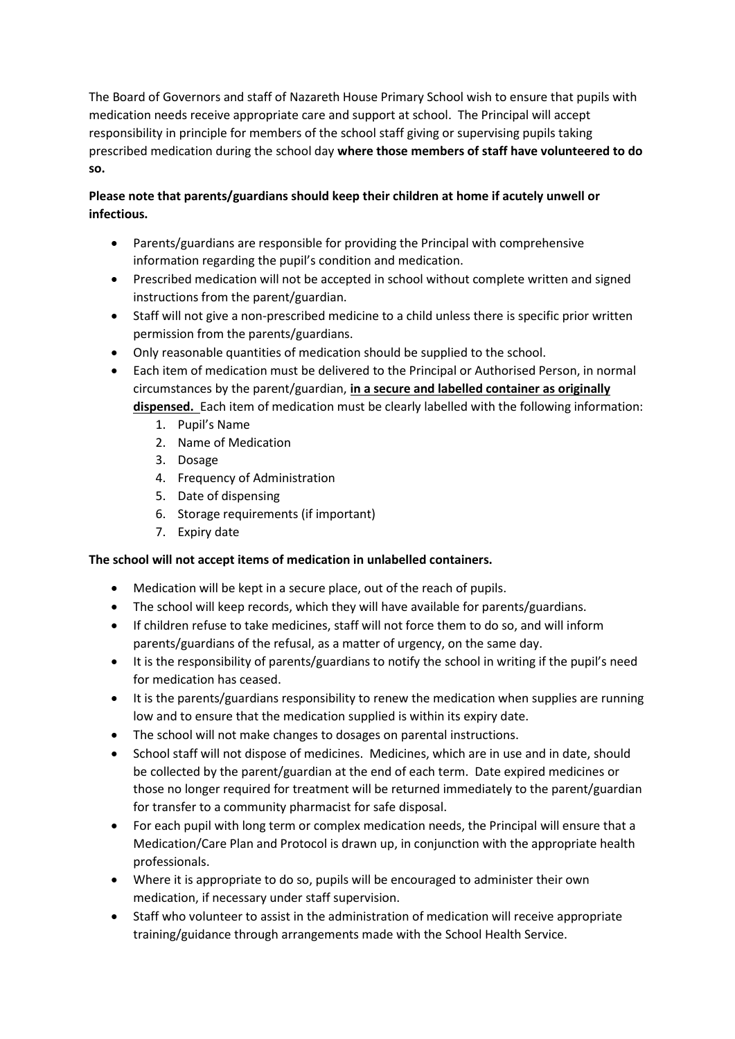The Board of Governors and staff of Nazareth House Primary School wish to ensure that pupils with medication needs receive appropriate care and support at school. The Principal will accept responsibility in principle for members of the school staff giving or supervising pupils taking prescribed medication during the school day **where those members of staff have volunteered to do so.**

**Please note that parents/guardians should keep their children at home if acutely unwell or infectious.**

- Parents/guardians are responsible for providing the Principal with comprehensive information regarding the pupil's condition and medication.
- Prescribed medication will not be accepted in school without complete written and signed instructions from the parent/guardian.
- Staff will not give a non-prescribed medicine to a child unless there is specific prior written permission from the parents/guardians.
- Only reasonable quantities of medication should be supplied to the school.
- Each item of medication must be delivered to the Principal or Authorised Person, in normal circumstances by the parent/guardian, **<u>in a secure and labelled container as originally dispensed.</u>** Each item of medication must be clearly labelled with the following information:
    1. Pupil's Name
    2. Name of Medication
    3. Dosage
    4. Frequency of Administration
    5. Date of dispensing
    6. Storage requirements (if important)
    7. Expiry date

**The school will not accept items of medication in unlabelled containers.**

- Medication will be kept in a secure place, out of the reach of pupils.
- The school will keep records, which they will have available for parents/guardians.
- If children refuse to take medicines, staff will not force them to do so, and will inform parents/guardians of the refusal, as a matter of urgency, on the same day.
- It is the responsibility of parents/guardians to notify the school in writing if the pupil's need for medication has ceased.
- It is the parents/guardians responsibility to renew the medication when supplies are running low and to ensure that the medication supplied is within its expiry date.
- The school will not make changes to dosages on parental instructions.
- School staff will not dispose of medicines. Medicines, which are in use and in date, should be collected by the parent/guardian at the end of each term. Date expired medicines or those no longer required for treatment will be returned immediately to the parent/guardian for transfer to a community pharmacist for safe disposal.
- For each pupil with long term or complex medication needs, the Principal will ensure that a Medication/Care Plan and Protocol is drawn up, in conjunction with the appropriate health professionals.
- Where it is appropriate to do so, pupils will be encouraged to administer their own medication, if necessary under staff supervision.
- Staff who volunteer to assist in the administration of medication will receive appropriate training/guidance through arrangements made with the School Health Service.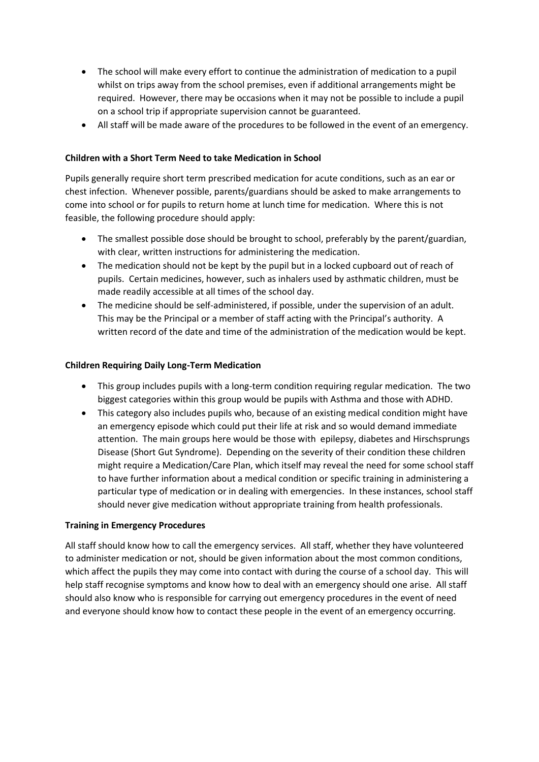- The school will make every effort to continue the administration of medication to a pupil whilst on trips away from the school premises, even if additional arrangements might be required. However, there may be occasions when it may not be possible to include a pupil on a school trip if appropriate supervision cannot be guaranteed.
- All staff will be made aware of the procedures to be followed in the event of an emergency.

**Children with a Short Term Need to take Medication in School**

Pupils generally require short term prescribed medication for acute conditions, such as an ear or chest infection. Whenever possible, parents/guardians should be asked to make arrangements to come into school or for pupils to return home at lunch time for medication. Where this is not feasible, the following procedure should apply:

- The smallest possible dose should be brought to school, preferably by the parent/guardian, with clear, written instructions for administering the medication.
- The medication should not be kept by the pupil but in a locked cupboard out of reach of pupils. Certain medicines, however, such as inhalers used by asthmatic children, must be made readily accessible at all times of the school day.
- The medicine should be self-administered, if possible, under the supervision of an adult. This may be the Principal or a member of staff acting with the Principal's authority. A written record of the date and time of the administration of the medication would be kept.

**Children Requiring Daily Long-Term Medication**

- This group includes pupils with a long-term condition requiring regular medication. The two biggest categories within this group would be pupils with Asthma and those with ADHD.
- This category also includes pupils who, because of an existing medical condition might have an emergency episode which could put their life at risk and so would demand immediate attention. The main groups here would be those with epilepsy, diabetes and Hirschsprungs Disease (Short Gut Syndrome). Depending on the severity of their condition these children might require a Medication/Care Plan, which itself may reveal the need for some school staff to have further information about a medical condition or specific training in administering a particular type of medication or in dealing with emergencies. In these instances, school staff should never give medication without appropriate training from health professionals.

**Training in Emergency Procedures**

All staff should know how to call the emergency services. All staff, whether they have volunteered to administer medication or not, should be given information about the most common conditions, which affect the pupils they may come into contact with during the course of a school day. This will help staff recognise symptoms and know how to deal with an emergency should one arise. All staff should also know who is responsible for carrying out emergency procedures in the event of need and everyone should know how to contact these people in the event of an emergency occurring.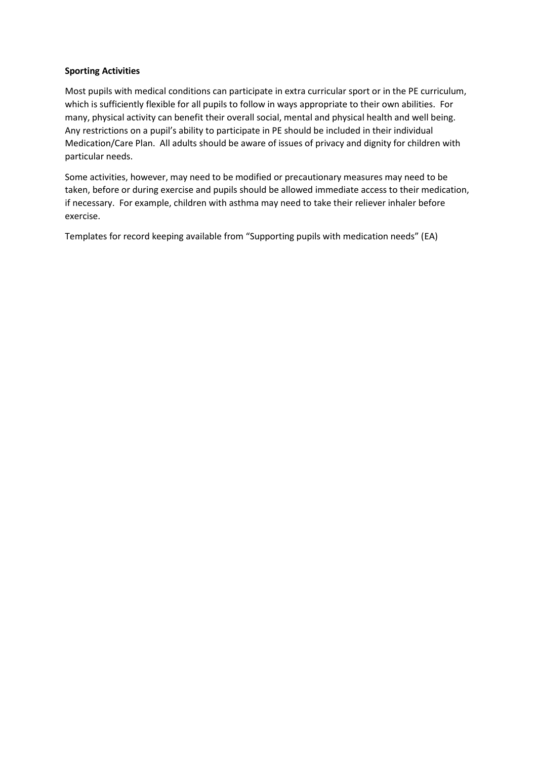**Sporting Activities**

Most pupils with medical conditions can participate in extra curricular sport or in the PE curriculum, which is sufficiently flexible for all pupils to follow in ways appropriate to their own abilities. For many, physical activity can benefit their overall social, mental and physical health and well being. Any restrictions on a pupil's ability to participate in PE should be included in their individual Medication/Care Plan. All adults should be aware of issues of privacy and dignity for children with particular needs.

Some activities, however, may need to be modified or precautionary measures may need to be taken, before or during exercise and pupils should be allowed immediate access to their medication, if necessary. For example, children with asthma may need to take their reliever inhaler before exercise.

Templates for record keeping available from "Supporting pupils with medication needs" (EA)